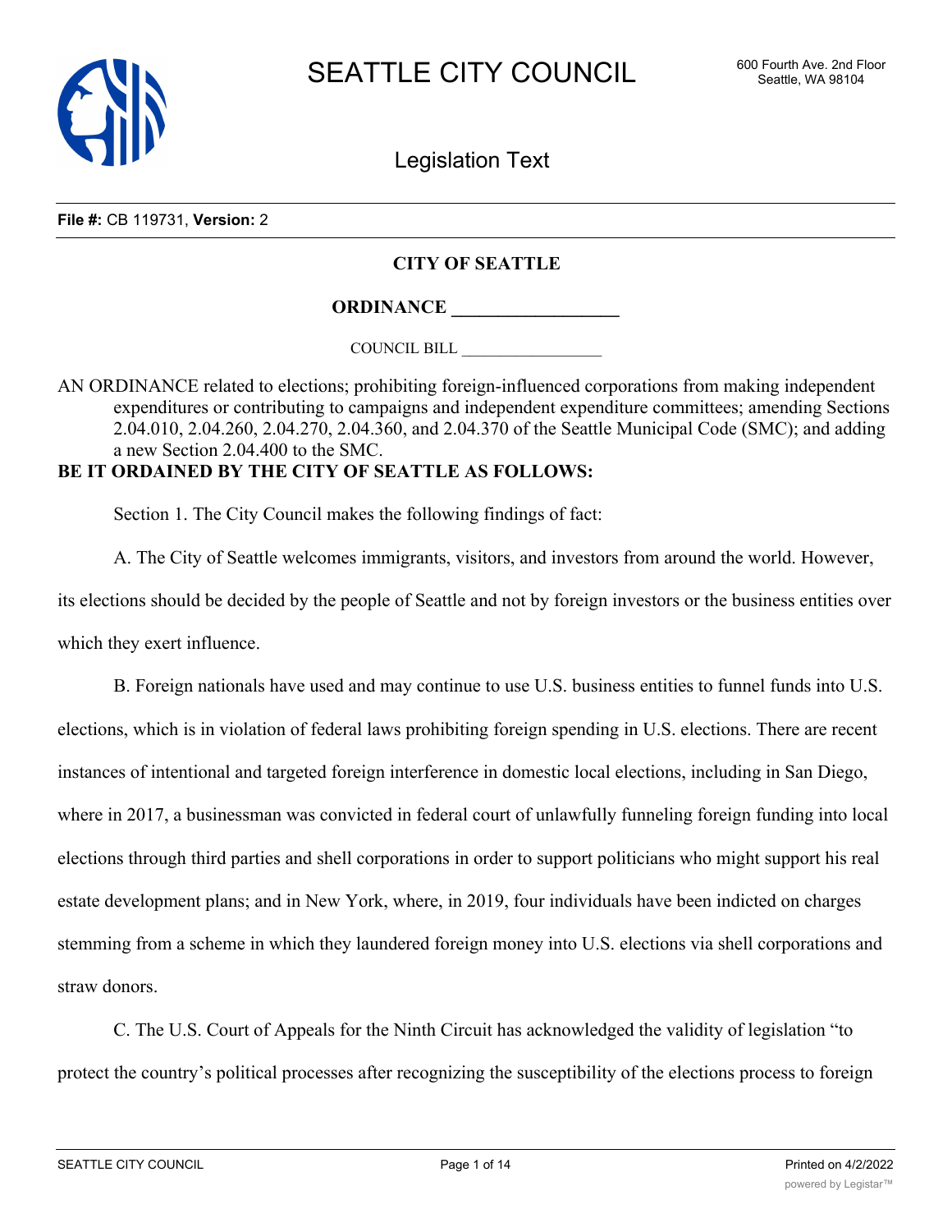SEATTLE CITY COUNCIL

600 Fourth Ave. 2nd Floor
Seattle, WA 98104

Legislation Text

**File #:** CB 119731, **Version:** 2

**CITY OF SEATTLE**

**ORDINANCE __________________**

COUNCIL BILL __________________

AN ORDINANCE related to elections; prohibiting foreign-influenced corporations from making independent expenditures or contributing to campaigns and independent expenditure committees; amending Sections 2.04.010, 2.04.260, 2.04.270, 2.04.360, and 2.04.370 of the Seattle Municipal Code (SMC); and adding a new Section 2.04.400 to the SMC.

**BE IT ORDAINED BY THE CITY OF SEATTLE AS FOLLOWS:**

Section 1. The City Council makes the following findings of fact:

A. The City of Seattle welcomes immigrants, visitors, and investors from around the world. However, its elections should be decided by the people of Seattle and not by foreign investors or the business entities over which they exert influence.

B. Foreign nationals have used and may continue to use U.S. business entities to funnel funds into U.S. elections, which is in violation of federal laws prohibiting foreign spending in U.S. elections. There are recent instances of intentional and targeted foreign interference in domestic local elections, including in San Diego, where in 2017, a businessman was convicted in federal court of unlawfully funneling foreign funding into local elections through third parties and shell corporations in order to support politicians who might support his real estate development plans; and in New York, where, in 2019, four individuals have been indicted on charges stemming from a scheme in which they laundered foreign money into U.S. elections via shell corporations and straw donors.

C. The U.S. Court of Appeals for the Ninth Circuit has acknowledged the validity of legislation "to protect the country's political processes after recognizing the susceptibility of the elections process to foreign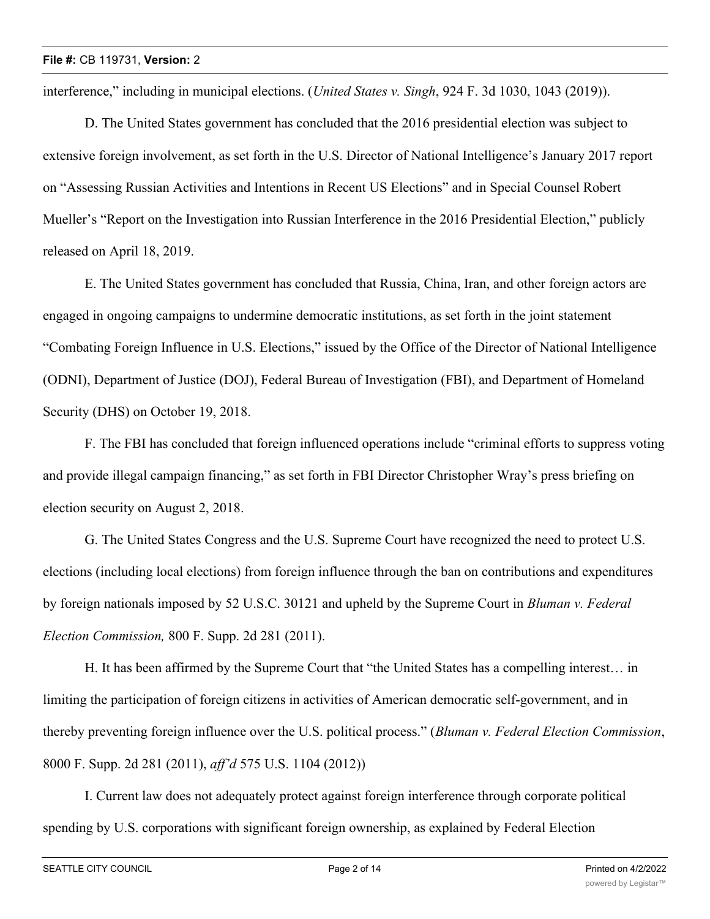interference," including in municipal elections. (*United States v. Singh*, 924 F. 3d 1030, 1043 (2019)).

D. The United States government has concluded that the 2016 presidential election was subject to extensive foreign involvement, as set forth in the U.S. Director of National Intelligence's January 2017 report on "Assessing Russian Activities and Intentions in Recent US Elections" and in Special Counsel Robert Mueller's "Report on the Investigation into Russian Interference in the 2016 Presidential Election," publicly released on April 18, 2019.

E. The United States government has concluded that Russia, China, Iran, and other foreign actors are engaged in ongoing campaigns to undermine democratic institutions, as set forth in the joint statement "Combating Foreign Influence in U.S. Elections," issued by the Office of the Director of National Intelligence (ODNI), Department of Justice (DOJ), Federal Bureau of Investigation (FBI), and Department of Homeland Security (DHS) on October 19, 2018.

F. The FBI has concluded that foreign influenced operations include "criminal efforts to suppress voting and provide illegal campaign financing," as set forth in FBI Director Christopher Wray's press briefing on election security on August 2, 2018.

G. The United States Congress and the U.S. Supreme Court have recognized the need to protect U.S. elections (including local elections) from foreign influence through the ban on contributions and expenditures by foreign nationals imposed by 52 U.S.C. 30121 and upheld by the Supreme Court in *Bluman v. Federal Election Commission,* 800 F. Supp. 2d 281 (2011).

H. It has been affirmed by the Supreme Court that "the United States has a compelling interest… in limiting the participation of foreign citizens in activities of American democratic self-government, and in thereby preventing foreign influence over the U.S. political process." (*Bluman v. Federal Election Commission*, 8000 F. Supp. 2d 281 (2011), *aff'd* 575 U.S. 1104 (2012))

I. Current law does not adequately protect against foreign interference through corporate political spending by U.S. corporations with significant foreign ownership, as explained by Federal Election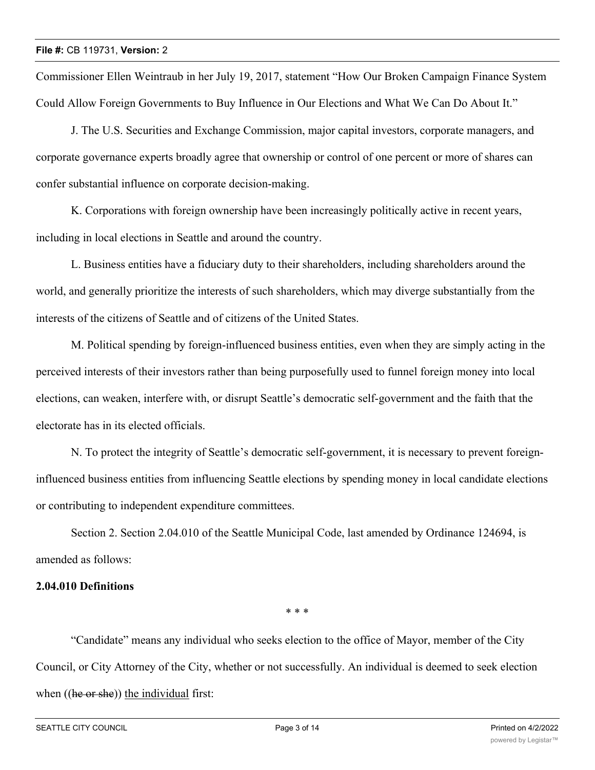Commissioner Ellen Weintraub in her July 19, 2017, statement “How Our Broken Campaign Finance System Could Allow Foreign Governments to Buy Influence in Our Elections and What We Can Do About It.”

J. The U.S. Securities and Exchange Commission, major capital investors, corporate managers, and corporate governance experts broadly agree that ownership or control of one percent or more of shares can confer substantial influence on corporate decision-making.

K. Corporations with foreign ownership have been increasingly politically active in recent years, including in local elections in Seattle and around the country.

L. Business entities have a fiduciary duty to their shareholders, including shareholders around the world, and generally prioritize the interests of such shareholders, which may diverge substantially from the interests of the citizens of Seattle and of citizens of the United States.

M. Political spending by foreign-influenced business entities, even when they are simply acting in the perceived interests of their investors rather than being purposefully used to funnel foreign money into local elections, can weaken, interfere with, or disrupt Seattle’s democratic self-government and the faith that the electorate has in its elected officials.

N. To protect the integrity of Seattle’s democratic self-government, it is necessary to prevent foreign-influenced business entities from influencing Seattle elections by spending money in local candidate elections or contributing to independent expenditure committees.

Section 2. Section 2.04.010 of the Seattle Municipal Code, last amended by Ordinance 124694, is amended as follows:

**2.04.010 Definitions**

\* \* \*

“Candidate” means any individual who seeks election to the office of Mayor, member of the City Council, or City Attorney of the City, whether or not successfully. An individual is deemed to seek election when ((~~he or she~~)) <u>the individual</u> first: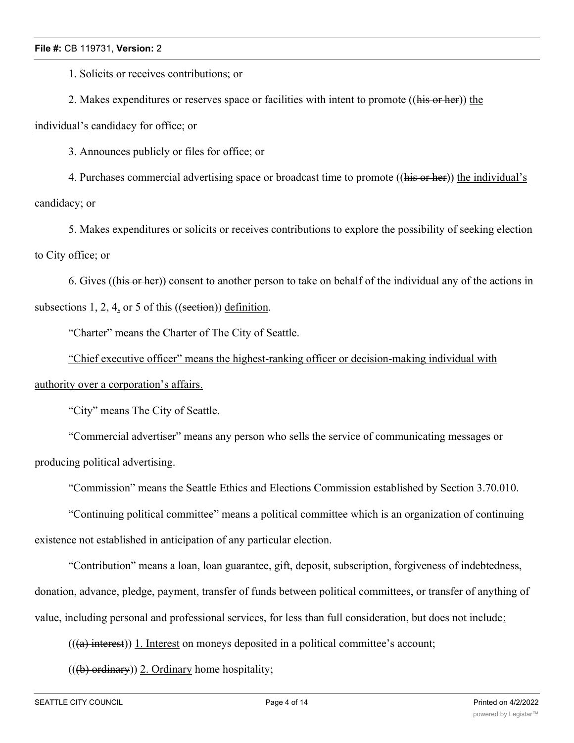1. Solicits or receives contributions; or

2. Makes expenditures or reserves space or facilities with intent to promote ((~~his or her~~)) <u>the individual's</u> candidacy for office; or

3. Announces publicly or files for office; or

4. Purchases commercial advertising space or broadcast time to promote ((~~his or her~~)) <u>the individual's</u> candidacy; or

5. Makes expenditures or solicits or receives contributions to explore the possibility of seeking election to City office; or

6. Gives ((~~his or her~~)) consent to another person to take on behalf of the individual any of the actions in subsections 1, 2, 4<u>,</u> or 5 of this ((~~section~~)) <u>definition</u>.

"Charter" means the Charter of The City of Seattle.

<u>"Chief executive officer" means the highest-ranking officer or decision-making individual with authority over a corporation's affairs.</u>

"City" means The City of Seattle.

"Commercial advertiser" means any person who sells the service of communicating messages or producing political advertising.

"Commission" means the Seattle Ethics and Elections Commission established by Section 3.70.010.

"Continuing political committee" means a political committee which is an organization of continuing existence not established in anticipation of any particular election.

"Contribution" means a loan, loan guarantee, gift, deposit, subscription, forgiveness of indebtedness, donation, advance, pledge, payment, transfer of funds between political committees, or transfer of anything of value, including personal and professional services, for less than full consideration, but does not include<u>:</u>

((~~(a) interest~~)) <u>1. Interest</u> on moneys deposited in a political committee's account;

((~~(b) ordinary~~)) <u>2. Ordinary</u> home hospitality;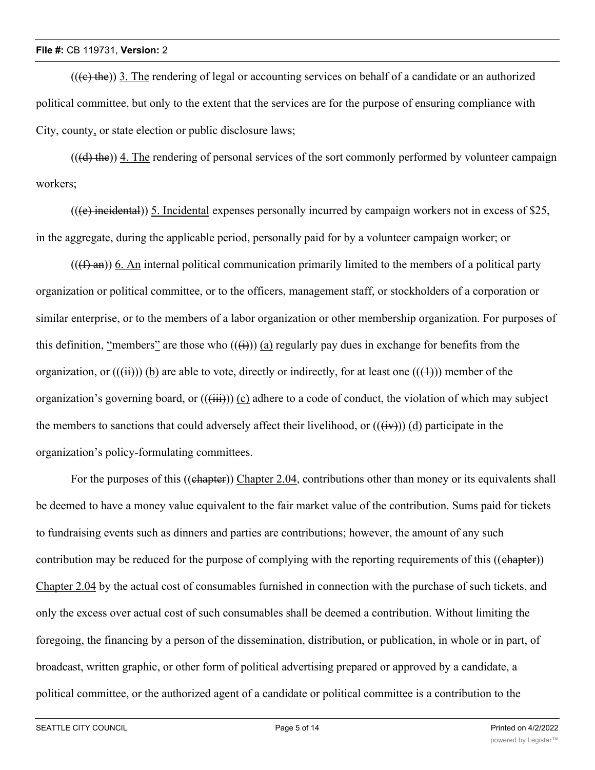(((c) the)) 3. The rendering of legal or accounting services on behalf of a candidate or an authorized political committee, but only to the extent that the services are for the purpose of ensuring compliance with City, county, or state election or public disclosure laws;

(((d) the)) 4. The rendering of personal services of the sort commonly performed by volunteer campaign workers;

(((e) incidental)) 5. Incidental expenses personally incurred by campaign workers not in excess of $25, in the aggregate, during the applicable period, personally paid for by a volunteer campaign worker; or

(((f) an)) 6. An internal political communication primarily limited to the members of a political party organization or political committee, or to the officers, management staff, or stockholders of a corporation or similar enterprise, or to the members of a labor organization or other membership organization. For purposes of this definition, "members" are those who (((i))) (a) regularly pay dues in exchange for benefits from the organization, or (((ii))) (b) are able to vote, directly or indirectly, for at least one (((1))) member of the organization's governing board, or (((iii))) (c) adhere to a code of conduct, the violation of which may subject the members to sanctions that could adversely affect their livelihood, or (((iv))) (d) participate in the organization's policy-formulating committees.

For the purposes of this ((chapter)) Chapter 2.04, contributions other than money or its equivalents shall be deemed to have a money value equivalent to the fair market value of the contribution. Sums paid for tickets to fundraising events such as dinners and parties are contributions; however, the amount of any such contribution may be reduced for the purpose of complying with the reporting requirements of this ((chapter)) Chapter 2.04 by the actual cost of consumables furnished in connection with the purchase of such tickets, and only the excess over actual cost of such consumables shall be deemed a contribution. Without limiting the foregoing, the financing by a person of the dissemination, distribution, or publication, in whole or in part, of broadcast, written graphic, or other form of political advertising prepared or approved by a candidate, a political committee, or the authorized agent of a candidate or political committee is a contribution to the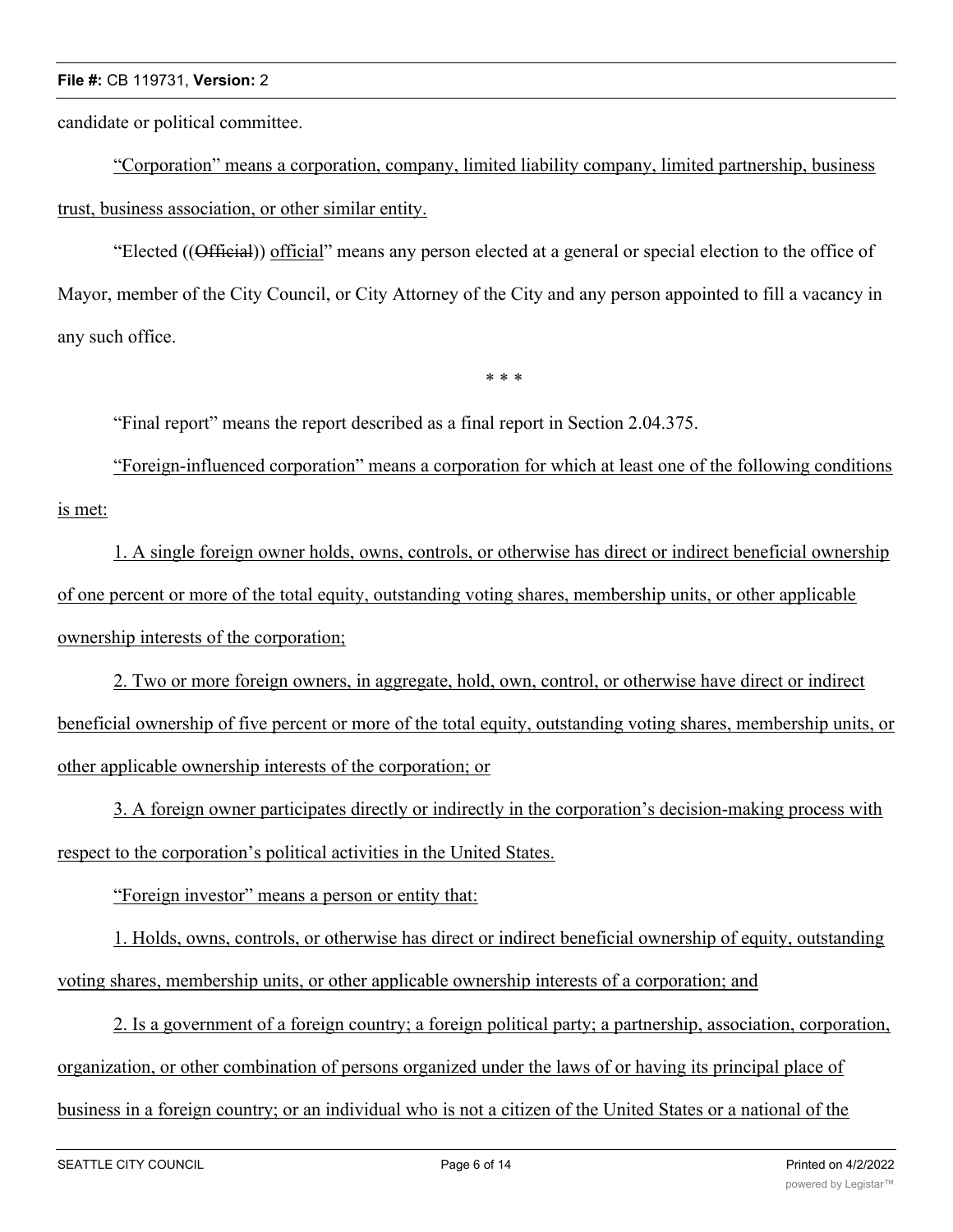candidate or political committee.

"Corporation" means a corporation, company, limited liability company, limited partnership, business trust, business association, or other similar entity.

"Elected ((~~Official~~)) official" means any person elected at a general or special election to the office of Mayor, member of the City Council, or City Attorney of the City and any person appointed to fill a vacancy in any such office.

\* \* \*

"Final report" means the report described as a final report in Section 2.04.375.

"Foreign-influenced corporation" means a corporation for which at least one of the following conditions is met:

1. A single foreign owner holds, owns, controls, or otherwise has direct or indirect beneficial ownership of one percent or more of the total equity, outstanding voting shares, membership units, or other applicable ownership interests of the corporation;

2. Two or more foreign owners, in aggregate, hold, own, control, or otherwise have direct or indirect beneficial ownership of five percent or more of the total equity, outstanding voting shares, membership units, or other applicable ownership interests of the corporation; or

3. A foreign owner participates directly or indirectly in the corporation's decision-making process with respect to the corporation's political activities in the United States.

"Foreign investor" means a person or entity that:

1. Holds, owns, controls, or otherwise has direct or indirect beneficial ownership of equity, outstanding voting shares, membership units, or other applicable ownership interests of a corporation; and

2. Is a government of a foreign country; a foreign political party; a partnership, association, corporation, organization, or other combination of persons organized under the laws of or having its principal place of business in a foreign country; or an individual who is not a citizen of the United States or a national of the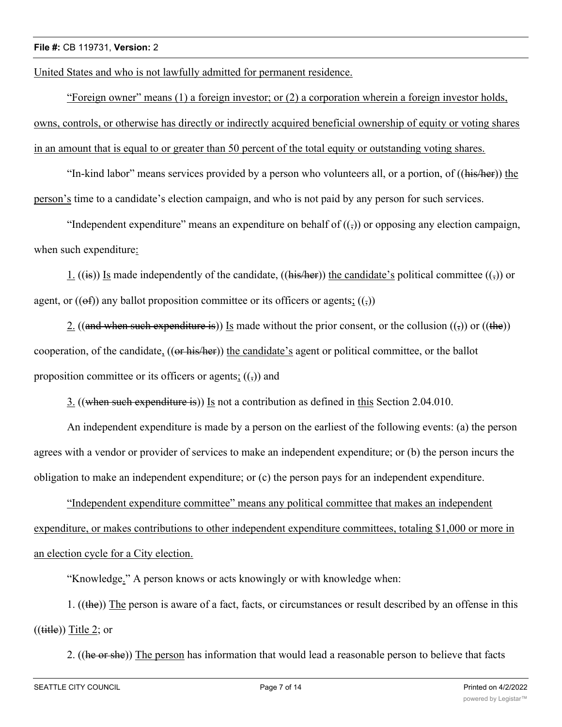United States and who is not lawfully admitted for permanent residence.

"Foreign owner" means (1) a foreign investor; or (2) a corporation wherein a foreign investor holds, owns, controls, or otherwise has directly or indirectly acquired beneficial ownership of equity or voting shares in an amount that is equal to or greater than 50 percent of the total equity or outstanding voting shares.

"In-kind labor" means services provided by a person who volunteers all, or a portion, of ((his/her)) the person's time to a candidate's election campaign, and who is not paid by any person for such services.

"Independent expenditure" means an expenditure on behalf of ((,)) or opposing any election campaign, when such expenditure:

1. ((is)) Is made independently of the candidate, ((his/her)) the candidate's political committee ((,)) or agent, or ((of)) any ballot proposition committee or its officers or agents; ((,))

2. ((and when such expenditure is)) Is made without the prior consent, or the collusion ((,)) or ((the)) cooperation, of the candidate, ((or his/her)) the candidate's agent or political committee, or the ballot proposition committee or its officers or agents; ((,)) and

3. ((when such expenditure is)) Is not a contribution as defined in this Section 2.04.010.

An independent expenditure is made by a person on the earliest of the following events: (a) the person agrees with a vendor or provider of services to make an independent expenditure; or (b) the person incurs the obligation to make an independent expenditure; or (c) the person pays for an independent expenditure.

"Independent expenditure committee" means any political committee that makes an independent expenditure, or makes contributions to other independent expenditure committees, totaling $1,000 or more in an election cycle for a City election.

"Knowledge." A person knows or acts knowingly or with knowledge when:

1. ((the)) The person is aware of a fact, facts, or circumstances or result described by an offense in this ((title)) Title 2; or

2. ((he or she)) The person has information that would lead a reasonable person to believe that facts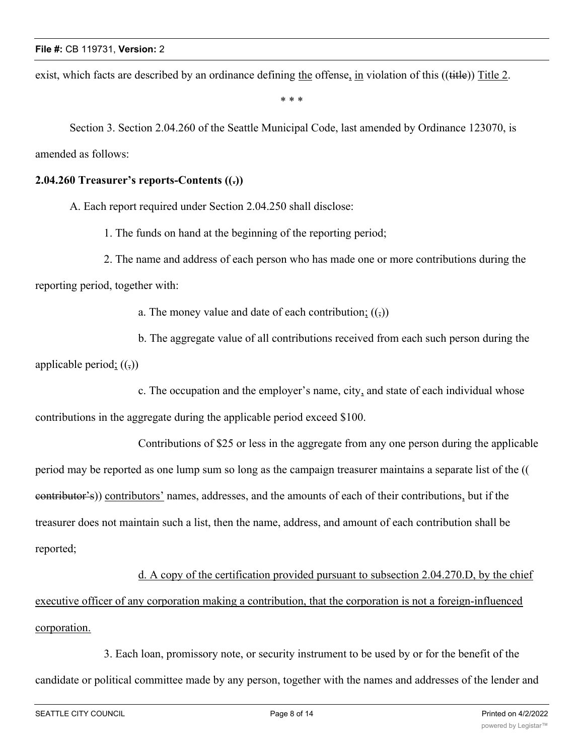exist, which facts are described by an ordinance defining <u>the</u> offense<u>,</u> <u>in</u> violation of this ((~~title~~)) <u>Title 2</u>.

\* \* \*

Section 3. Section 2.04.260 of the Seattle Municipal Code, last amended by Ordinance 123070, is amended as follows:

**2.04.260 Treasurer's reports-Contents ((~~.~~))**

A. Each report required under Section 2.04.250 shall disclose:

1. The funds on hand at the beginning of the reporting period;

2. The name and address of each person who has made one or more contributions during the reporting period, together with:

a. The money value and date of each contribution<u>;</u> ((~~,~~))

b. The aggregate value of all contributions received from each such person during the applicable period<u>;</u> ((~~,~~))

c. The occupation and the employer's name, city<u>,</u> and state of each individual whose contributions in the aggregate during the applicable period exceed $100.

Contributions of $25 or less in the aggregate from any one person during the applicable period may be reported as one lump sum so long as the campaign treasurer maintains a separate list of the ((~~contributor's~~)) <u>contributors'</u> names, addresses, and the amounts of each of their contributions<u>,</u> but if the treasurer does not maintain such a list, then the name, address, and amount of each contribution shall be reported;

<u>d. A copy of the certification provided pursuant to subsection 2.04.270.D, by the chief executive officer of any corporation making a contribution, that the corporation is not a foreign-influenced corporation.</u>

3. Each loan, promissory note, or security instrument to be used by or for the benefit of the candidate or political committee made by any person, together with the names and addresses of the lender and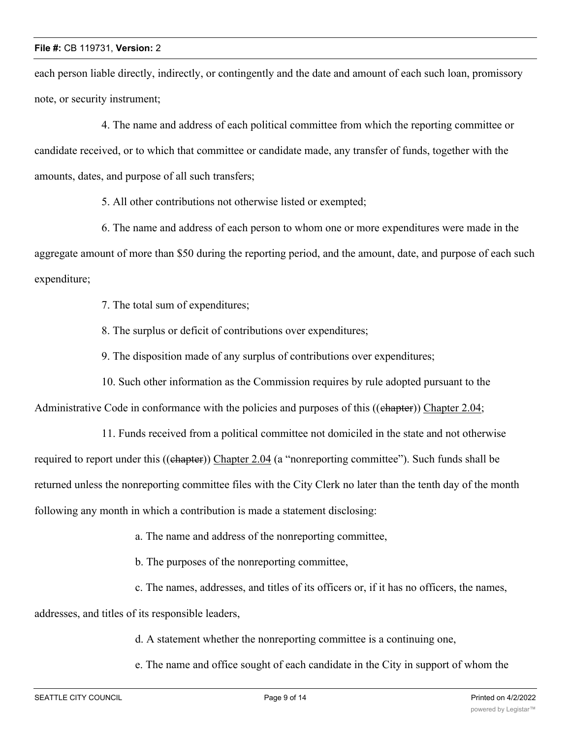each person liable directly, indirectly, or contingently and the date and amount of each such loan, promissory note, or security instrument;

4. The name and address of each political committee from which the reporting committee or candidate received, or to which that committee or candidate made, any transfer of funds, together with the amounts, dates, and purpose of all such transfers;

5. All other contributions not otherwise listed or exempted;

6. The name and address of each person to whom one or more expenditures were made in the aggregate amount of more than $50 during the reporting period, and the amount, date, and purpose of each such expenditure;

7. The total sum of expenditures;

8. The surplus or deficit of contributions over expenditures;

9. The disposition made of any surplus of contributions over expenditures;

10. Such other information as the Commission requires by rule adopted pursuant to the Administrative Code in conformance with the policies and purposes of this ((~~chapter~~)) <u>Chapter 2.04</u>;

11. Funds received from a political committee not domiciled in the state and not otherwise required to report under this ((~~chapter~~)) <u>Chapter 2.04</u> (a "nonreporting committee"). Such funds shall be returned unless the nonreporting committee files with the City Clerk no later than the tenth day of the month following any month in which a contribution is made a statement disclosing:

a. The name and address of the nonreporting committee,

b. The purposes of the nonreporting committee,

c. The names, addresses, and titles of its officers or, if it has no officers, the names, addresses, and titles of its responsible leaders,

d. A statement whether the nonreporting committee is a continuing one,

e. The name and office sought of each candidate in the City in support of whom the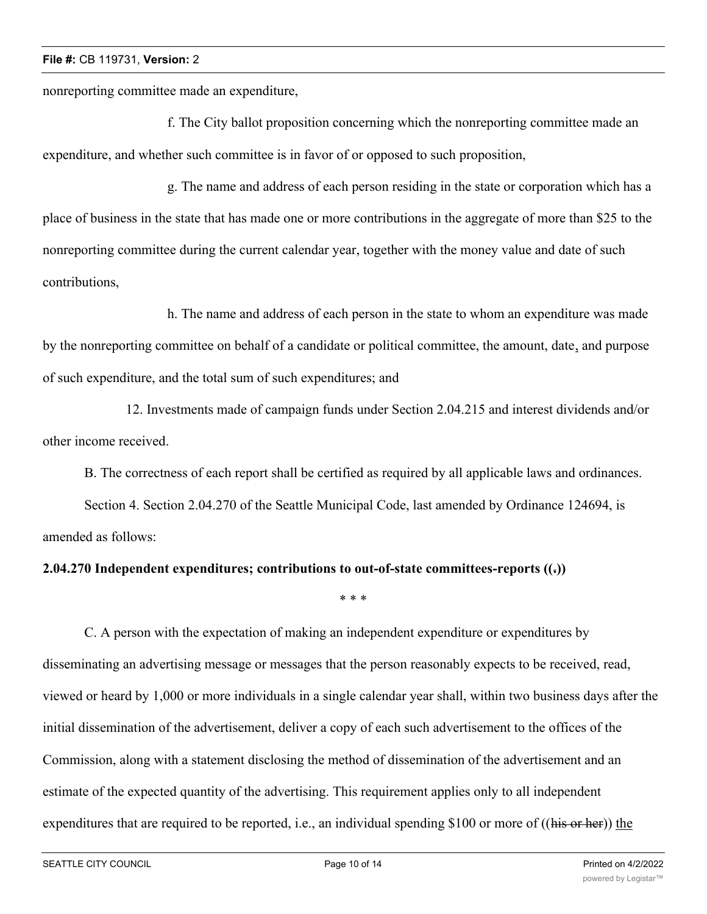nonreporting committee made an expenditure,

f. The City ballot proposition concerning which the nonreporting committee made an expenditure, and whether such committee is in favor of or opposed to such proposition,

g. The name and address of each person residing in the state or corporation which has a place of business in the state that has made one or more contributions in the aggregate of more than $25 to the nonreporting committee during the current calendar year, together with the money value and date of such contributions,

h. The name and address of each person in the state to whom an expenditure was made by the nonreporting committee on behalf of a candidate or political committee, the amount, date, and purpose of such expenditure, and the total sum of such expenditures; and

12. Investments made of campaign funds under Section 2.04.215 and interest dividends and/or other income received.

B. The correctness of each report shall be certified as required by all applicable laws and ordinances.

Section 4. Section 2.04.270 of the Seattle Municipal Code, last amended by Ordinance 124694, is amended as follows:

**2.04.270 Independent expenditures; contributions to out-of-state committees-reports ((~~.~~))**

\* \* \*

C. A person with the expectation of making an independent expenditure or expenditures by disseminating an advertising message or messages that the person reasonably expects to be received, read, viewed or heard by 1,000 or more individuals in a single calendar year shall, within two business days after the initial dissemination of the advertisement, deliver a copy of each such advertisement to the offices of the Commission, along with a statement disclosing the method of dissemination of the advertisement and an estimate of the expected quantity of the advertising. This requirement applies only to all independent expenditures that are required to be reported, i.e., an individual spending $100 or more of ((~~his or her~~)) <u>the</u>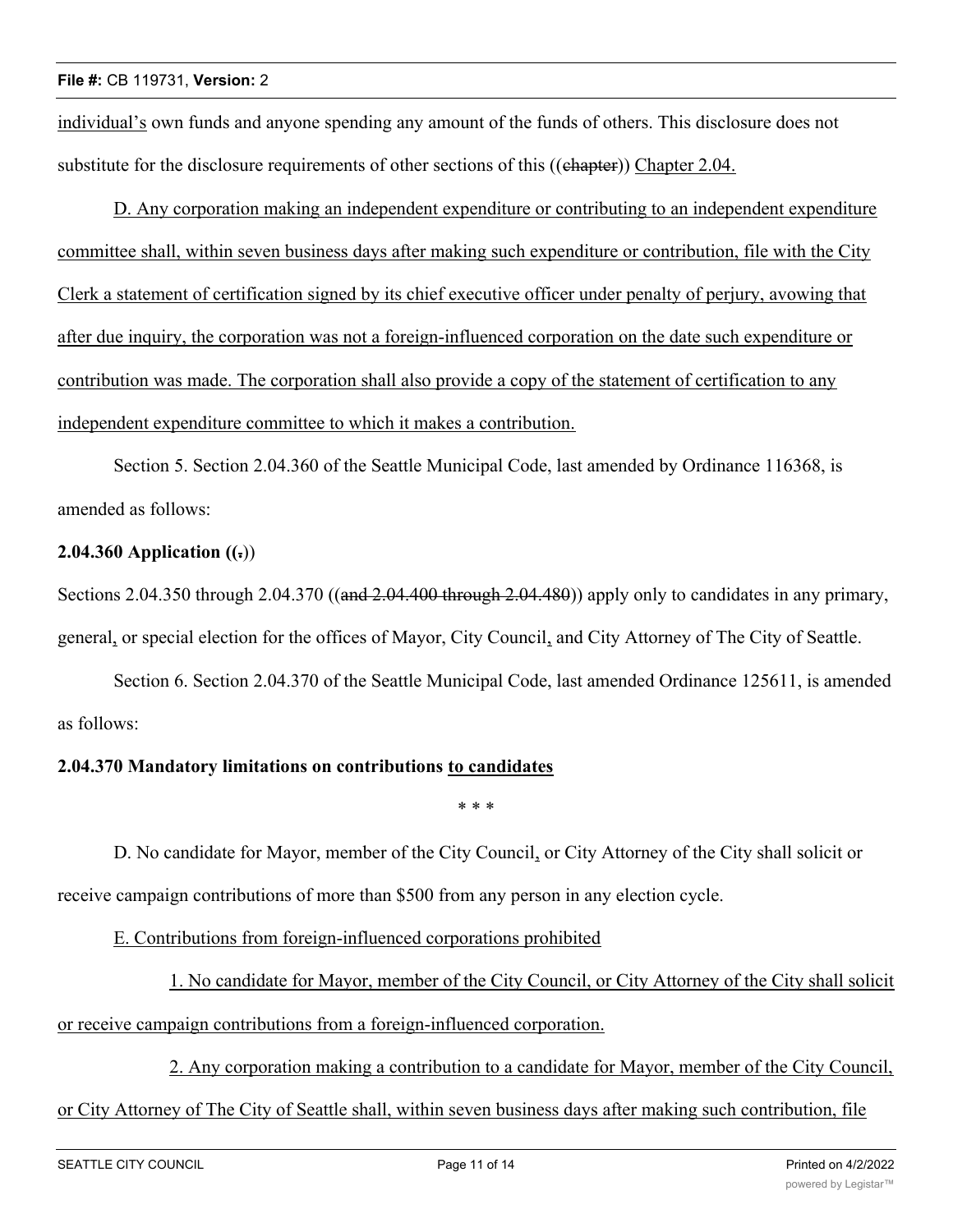individual's own funds and anyone spending any amount of the funds of others. This disclosure does not substitute for the disclosure requirements of other sections of this ((~~chapter~~)) Chapter 2.04.

D. Any corporation making an independent expenditure or contributing to an independent expenditure committee shall, within seven business days after making such expenditure or contribution, file with the City Clerk a statement of certification signed by its chief executive officer under penalty of perjury, avowing that after due inquiry, the corporation was not a foreign-influenced corporation on the date such expenditure or contribution was made. The corporation shall also provide a copy of the statement of certification to any independent expenditure committee to which it makes a contribution.

Section 5. Section 2.04.360 of the Seattle Municipal Code, last amended by Ordinance 116368, is amended as follows:

**2.04.360 Application ((~~.~~))**

Sections 2.04.350 through 2.04.370 ((~~and 2.04.400 through 2.04.480~~)) apply only to candidates in any primary, general, or special election for the offices of Mayor, City Council, and City Attorney of The City of Seattle.

Section 6. Section 2.04.370 of the Seattle Municipal Code, last amended Ordinance 125611, is amended as follows:

**2.04.370 Mandatory limitations on contributions to candidates**

\* \* \*

D. No candidate for Mayor, member of the City Council, or City Attorney of the City shall solicit or receive campaign contributions of more than $500 from any person in any election cycle.

E. Contributions from foreign-influenced corporations prohibited

1. No candidate for Mayor, member of the City Council, or City Attorney of the City shall solicit or receive campaign contributions from a foreign-influenced corporation.

2. Any corporation making a contribution to a candidate for Mayor, member of the City Council, or City Attorney of The City of Seattle shall, within seven business days after making such contribution, file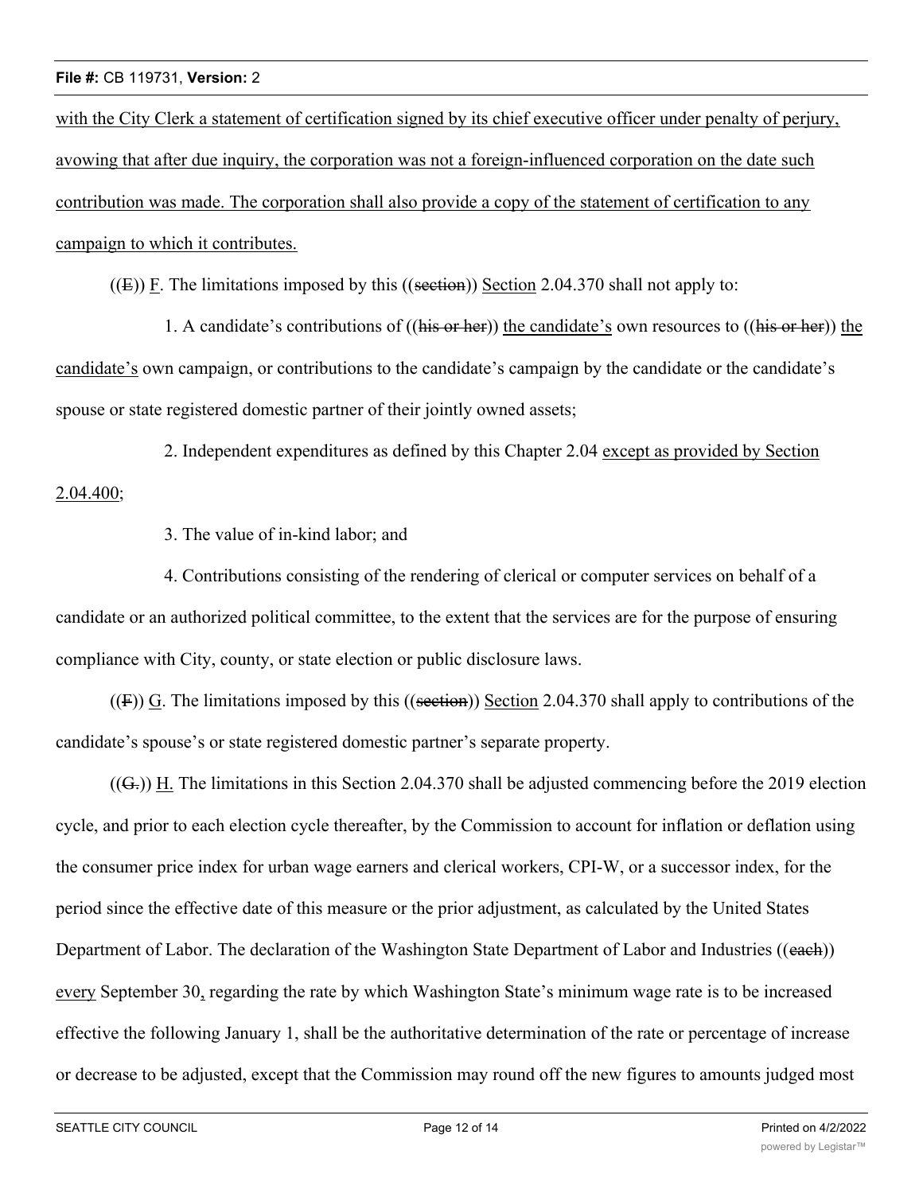with the City Clerk a statement of certification signed by its chief executive officer under penalty of perjury, avowing that after due inquiry, the corporation was not a foreign-influenced corporation on the date such contribution was made. The corporation shall also provide a copy of the statement of certification to any campaign to which it contributes.

((E)) F. The limitations imposed by this ((section)) Section 2.04.370 shall not apply to:

1. A candidate's contributions of ((his or her)) the candidate's own resources to ((his or her)) the candidate's own campaign, or contributions to the candidate's campaign by the candidate or the candidate's spouse or state registered domestic partner of their jointly owned assets;

2. Independent expenditures as defined by this Chapter 2.04 except as provided by Section 2.04.400;

3. The value of in-kind labor; and

4. Contributions consisting of the rendering of clerical or computer services on behalf of a candidate or an authorized political committee, to the extent that the services are for the purpose of ensuring compliance with City, county, or state election or public disclosure laws.

((F)) G. The limitations imposed by this ((section)) Section 2.04.370 shall apply to contributions of the candidate's spouse's or state registered domestic partner's separate property.

((G.)) H. The limitations in this Section 2.04.370 shall be adjusted commencing before the 2019 election cycle, and prior to each election cycle thereafter, by the Commission to account for inflation or deflation using the consumer price index for urban wage earners and clerical workers, CPI-W, or a successor index, for the period since the effective date of this measure or the prior adjustment, as calculated by the United States Department of Labor. The declaration of the Washington State Department of Labor and Industries ((each)) every September 30, regarding the rate by which Washington State's minimum wage rate is to be increased effective the following January 1, shall be the authoritative determination of the rate or percentage of increase or decrease to be adjusted, except that the Commission may round off the new figures to amounts judged most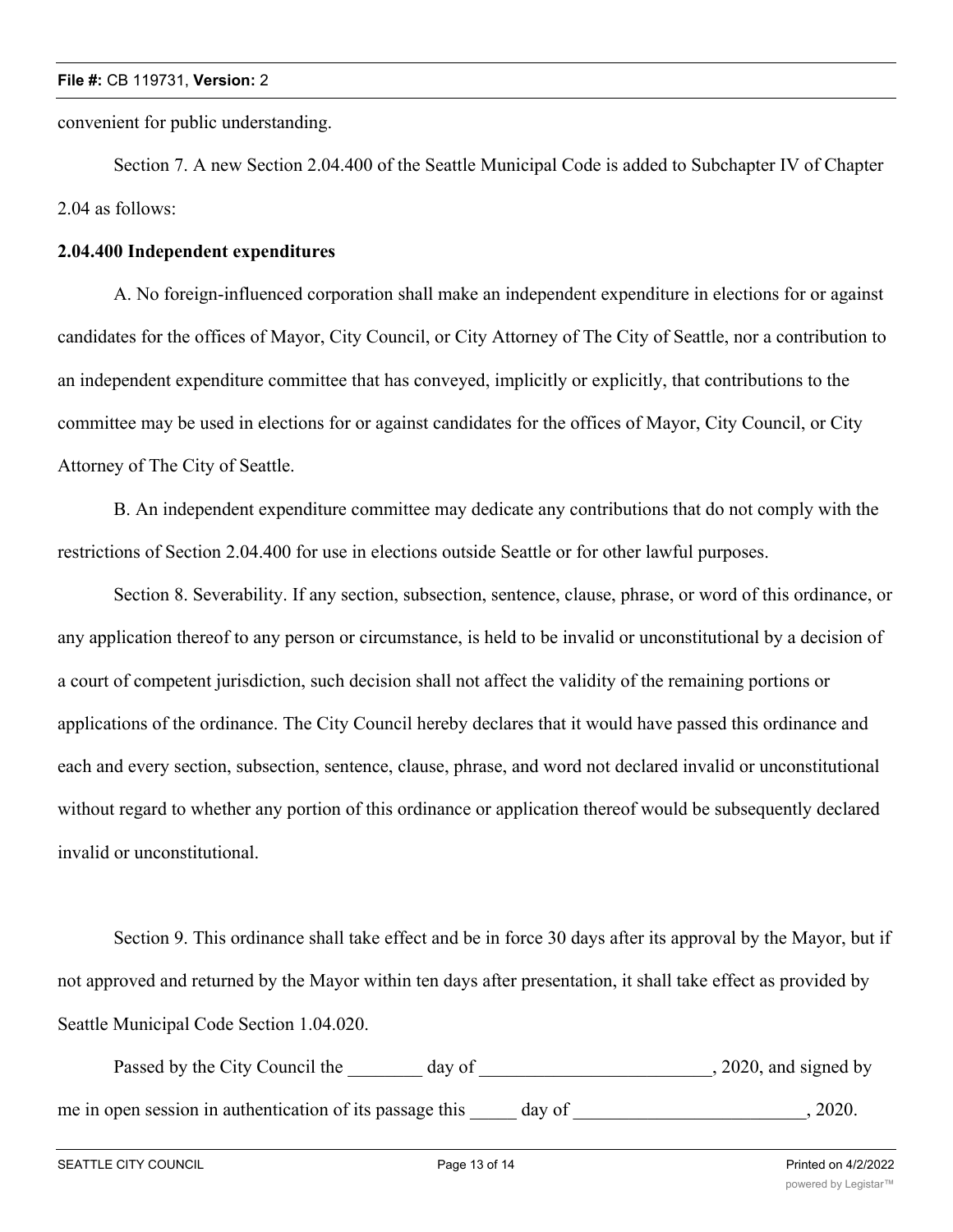convenient for public understanding.

Section 7. A new Section 2.04.400 of the Seattle Municipal Code is added to Subchapter IV of Chapter 2.04 as follows:

**2.04.400 Independent expenditures**

A. No foreign-influenced corporation shall make an independent expenditure in elections for or against candidates for the offices of Mayor, City Council, or City Attorney of The City of Seattle, nor a contribution to an independent expenditure committee that has conveyed, implicitly or explicitly, that contributions to the committee may be used in elections for or against candidates for the offices of Mayor, City Council, or City Attorney of The City of Seattle.

B. An independent expenditure committee may dedicate any contributions that do not comply with the restrictions of Section 2.04.400 for use in elections outside Seattle or for other lawful purposes.

Section 8. Severability. If any section, subsection, sentence, clause, phrase, or word of this ordinance, or any application thereof to any person or circumstance, is held to be invalid or unconstitutional by a decision of a court of competent jurisdiction, such decision shall not affect the validity of the remaining portions or applications of the ordinance. The City Council hereby declares that it would have passed this ordinance and each and every section, subsection, sentence, clause, phrase, and word not declared invalid or unconstitutional without regard to whether any portion of this ordinance or application thereof would be subsequently declared invalid or unconstitutional.

Section 9. This ordinance shall take effect and be in force 30 days after its approval by the Mayor, but if not approved and returned by the Mayor within ten days after presentation, it shall take effect as provided by Seattle Municipal Code Section 1.04.020.

Passed by the City Council the ________ day of _________________________, 2020, and signed by me in open session in authentication of its passage this _____ day of _________________________, 2020.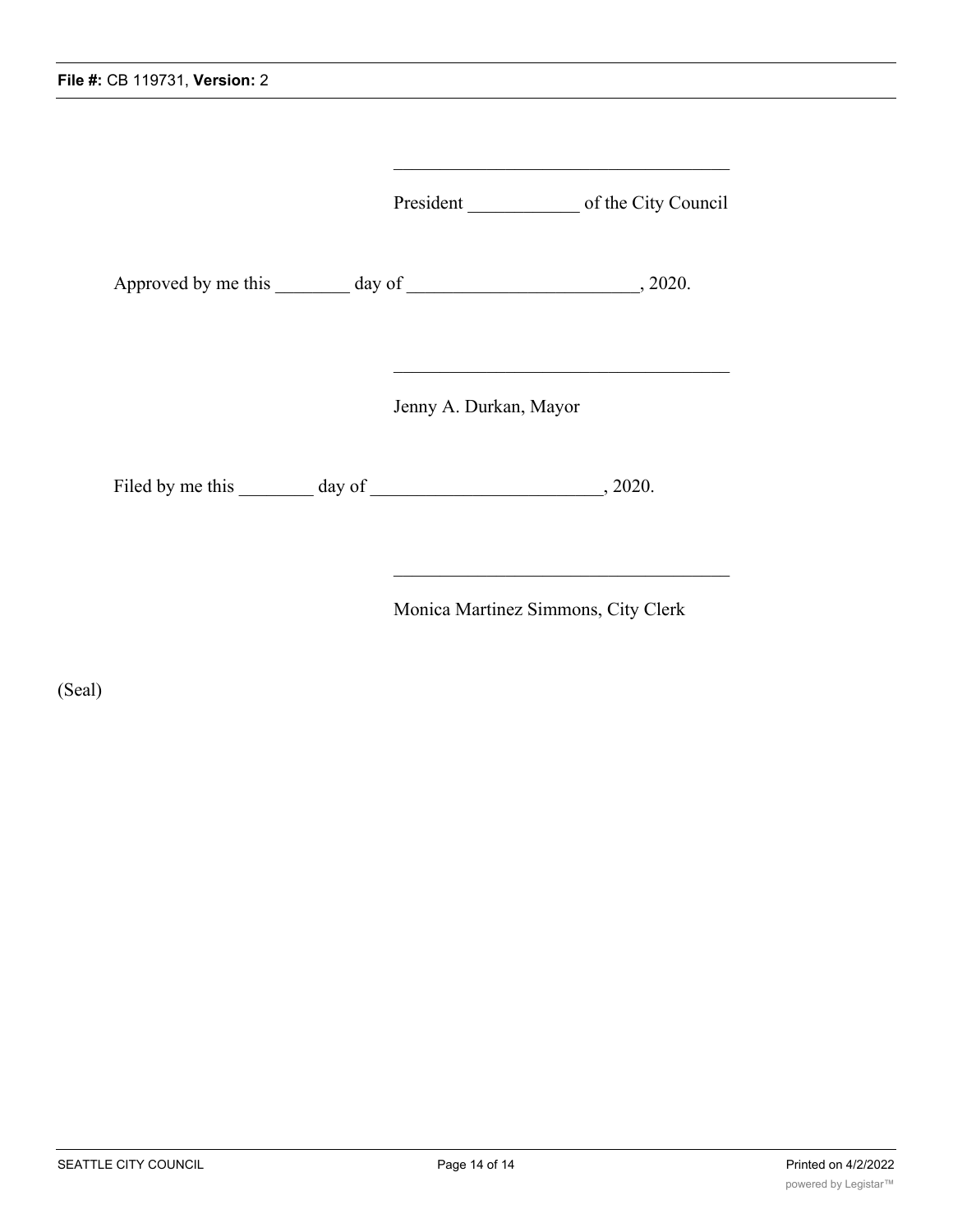\_\_\_\_\_\_\_\_\_\_\_\_\_\_\_\_\_\_\_\_\_\_\_\_\_\_\_\_\_\_\_\_\_\_\_\_\_

President \_\_\_\_\_\_\_\_\_\_\_\_ of the City Council

Approved by me this \_\_\_\_\_\_\_\_ day of \_\_\_\_\_\_\_\_\_\_\_\_\_\_\_\_\_\_\_\_\_\_\_\_\_, 2020.

\_\_\_\_\_\_\_\_\_\_\_\_\_\_\_\_\_\_\_\_\_\_\_\_\_\_\_\_\_\_\_\_\_\_\_\_\_

Jenny A. Durkan, Mayor

Filed by me this \_\_\_\_\_\_\_\_ day of \_\_\_\_\_\_\_\_\_\_\_\_\_\_\_\_\_\_\_\_\_\_\_\_\_, 2020.

\_\_\_\_\_\_\_\_\_\_\_\_\_\_\_\_\_\_\_\_\_\_\_\_\_\_\_\_\_\_\_\_\_\_\_\_\_

Monica Martinez Simmons, City Clerk

(Seal)